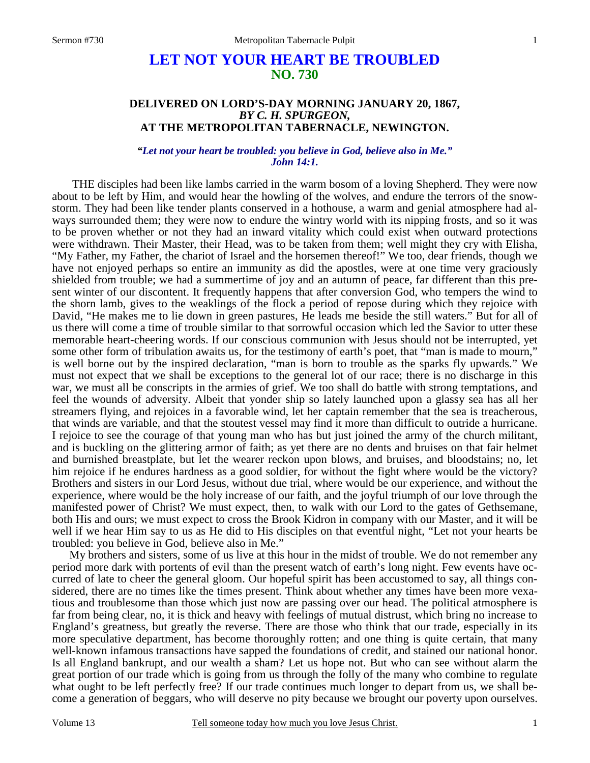# LET NOT YOUR HEART BE TROUBLED
## NO. 730

### DELIVERED ON LORD'S-DAY MORNING JANUARY 20, 1867, *BY C. H. SPURGEON,* AT THE METROPOLITAN TABERNACLE, NEWINGTON.

*"Let not your heart be troubled: you believe in God, believe also in Me." John 14:1.*

THE disciples had been like lambs carried in the warm bosom of a loving Shepherd. They were now about to be left by Him, and would hear the howling of the wolves, and endure the terrors of the snowstorm. They had been like tender plants conserved in a hothouse, a warm and genial atmosphere had always surrounded them; they were now to endure the wintry world with its nipping frosts, and so it was to be proven whether or not they had an inward vitality which could exist when outward protections were withdrawn. Their Master, their Head, was to be taken from them; well might they cry with Elisha, "My Father, my Father, the chariot of Israel and the horsemen thereof!" We too, dear friends, though we have not enjoyed perhaps so entire an immunity as did the apostles, were at one time very graciously shielded from trouble; we had a summertime of joy and an autumn of peace, far different than this present winter of our discontent. It frequently happens that after conversion God, who tempers the wind to the shorn lamb, gives to the weaklings of the flock a period of repose during which they rejoice with David, "He makes me to lie down in green pastures, He leads me beside the still waters." But for all of us there will come a time of trouble similar to that sorrowful occasion which led the Savior to utter these memorable heart-cheering words. If our conscious communion with Jesus should not be interrupted, yet some other form of tribulation awaits us, for the testimony of earth's poet, that "man is made to mourn," is well borne out by the inspired declaration, "man is born to trouble as the sparks fly upwards." We must not expect that we shall be exceptions to the general lot of our race; there is no discharge in this war, we must all be conscripts in the armies of grief. We too shall do battle with strong temptations, and feel the wounds of adversity. Albeit that yonder ship so lately launched upon a glassy sea has all her streamers flying, and rejoices in a favorable wind, let her captain remember that the sea is treacherous, that winds are variable, and that the stoutest vessel may find it more than difficult to outride a hurricane. I rejoice to see the courage of that young man who has but just joined the army of the church militant, and is buckling on the glittering armor of faith; as yet there are no dents and bruises on that fair helmet and burnished breastplate, but let the wearer reckon upon blows, and bruises, and bloodstains; no, let him rejoice if he endures hardness as a good soldier, for without the fight where would be the victory? Brothers and sisters in our Lord Jesus, without due trial, where would be our experience, and without the experience, where would be the holy increase of our faith, and the joyful triumph of our love through the manifested power of Christ? We must expect, then, to walk with our Lord to the gates of Gethsemane, both His and ours; we must expect to cross the Brook Kidron in company with our Master, and it will be well if we hear Him say to us as He did to His disciples on that eventful night, "Let not your hearts be troubled: you believe in God, believe also in Me."

My brothers and sisters, some of us live at this hour in the midst of trouble. We do not remember any period more dark with portents of evil than the present watch of earth's long night. Few events have occurred of late to cheer the general gloom. Our hopeful spirit has been accustomed to say, all things considered, there are no times like the times present. Think about whether any times have been more vexatious and troublesome than those which just now are passing over our head. The political atmosphere is far from being clear, no, it is thick and heavy with feelings of mutual distrust, which bring no increase to England's greatness, but greatly the reverse. There are those who think that our trade, especially in its more speculative department, has become thoroughly rotten; and one thing is quite certain, that many well-known infamous transactions have sapped the foundations of credit, and stained our national honor. Is all England bankrupt, and our wealth a sham? Let us hope not. But who can see without alarm the great portion of our trade which is going from us through the folly of the many who combine to regulate what ought to be left perfectly free? If our trade continues much longer to depart from us, we shall become a generation of beggars, who will deserve no pity because we brought our poverty upon ourselves.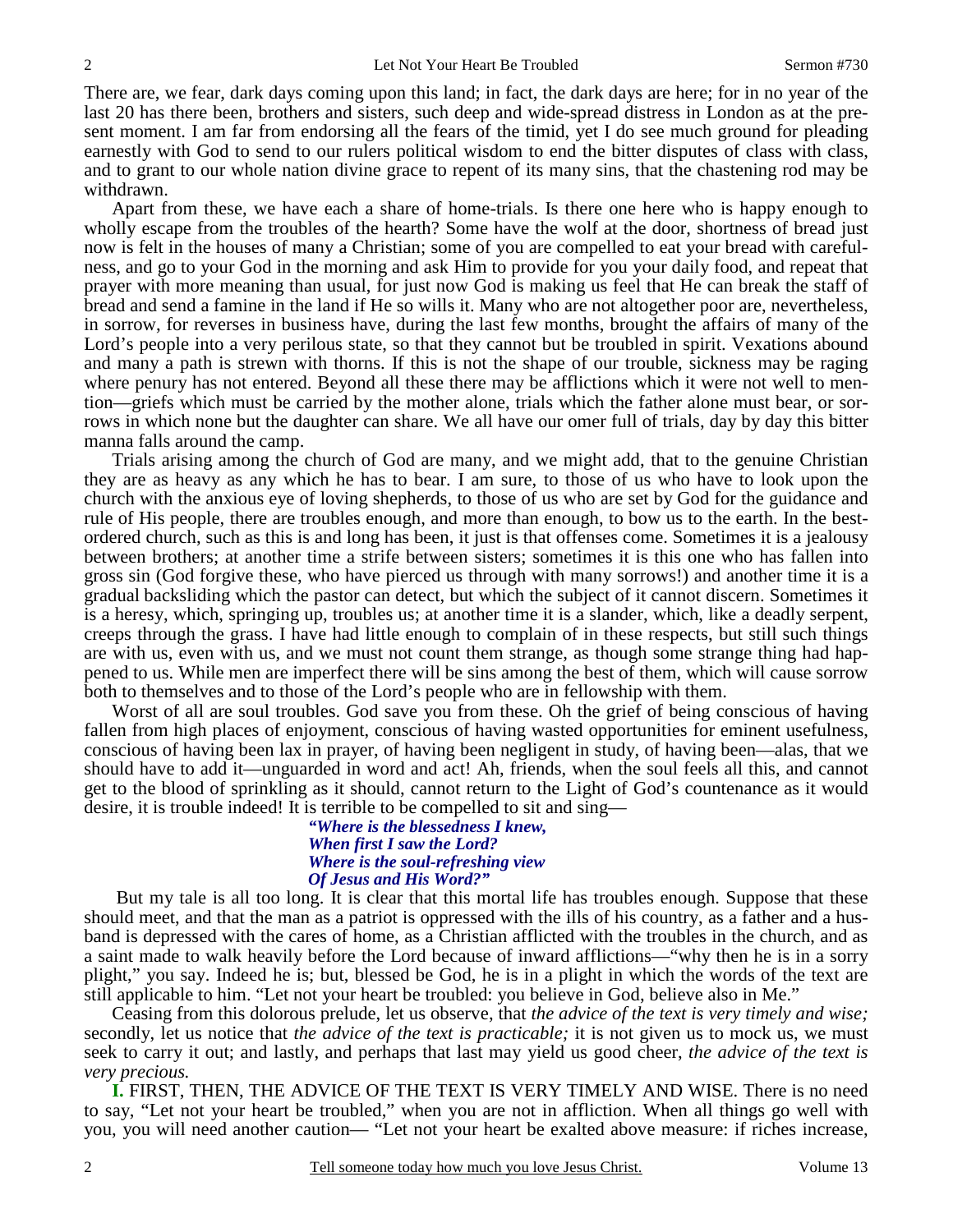There are, we fear, dark days coming upon this land; in fact, the dark days are here; for in no year of the last 20 has there been, brothers and sisters, such deep and wide-spread distress in London as at the present moment. I am far from endorsing all the fears of the timid, yet I do see much ground for pleading earnestly with God to send to our rulers political wisdom to end the bitter disputes of class with class, and to grant to our whole nation divine grace to repent of its many sins, that the chastening rod may be withdrawn.

Apart from these, we have each a share of home-trials. Is there one here who is happy enough to wholly escape from the troubles of the hearth? Some have the wolf at the door, shortness of bread just now is felt in the houses of many a Christian; some of you are compelled to eat your bread with carefulness, and go to your God in the morning and ask Him to provide for you your daily food, and repeat that prayer with more meaning than usual, for just now God is making us feel that He can break the staff of bread and send a famine in the land if He so wills it. Many who are not altogether poor are, nevertheless, in sorrow, for reverses in business have, during the last few months, brought the affairs of many of the Lord's people into a very perilous state, so that they cannot but be troubled in spirit. Vexations abound and many a path is strewn with thorns. If this is not the shape of our trouble, sickness may be raging where penury has not entered. Beyond all these there may be afflictions which it were not well to mention—griefs which must be carried by the mother alone, trials which the father alone must bear, or sorrows in which none but the daughter can share. We all have our omer full of trials, day by day this bitter manna falls around the camp.

Trials arising among the church of God are many, and we might add, that to the genuine Christian they are as heavy as any which he has to bear. I am sure, to those of us who have to look upon the church with the anxious eye of loving shepherds, to those of us who are set by God for the guidance and rule of His people, there are troubles enough, and more than enough, to bow us to the earth. In the best-ordered church, such as this is and long has been, it just is that offenses come. Sometimes it is a jealousy between brothers; at another time a strife between sisters; sometimes it is this one who has fallen into gross sin (God forgive these, who have pierced us through with many sorrows!) and another time it is a gradual backsliding which the pastor can detect, but which the subject of it cannot discern. Sometimes it is a heresy, which, springing up, troubles us; at another time it is a slander, which, like a deadly serpent, creeps through the grass. I have had little enough to complain of in these respects, but still such things are with us, even with us, and we must not count them strange, as though some strange thing had happened to us. While men are imperfect there will be sins among the best of them, which will cause sorrow both to themselves and to those of the Lord's people who are in fellowship with them.

Worst of all are soul troubles. God save you from these. Oh the grief of being conscious of having fallen from high places of enjoyment, conscious of having wasted opportunities for eminent usefulness, conscious of having been lax in prayer, of having been negligent in study, of having been—alas, that we should have to add it—unguarded in word and act! Ah, friends, when the soul feels all this, and cannot get to the blood of sprinkling as it should, cannot return to the Light of God's countenance as it would desire, it is trouble indeed! It is terrible to be compelled to sit and sing—

> ***"Where is the blessedness I knew,***
> ***When first I saw the Lord?***
> ***Where is the soul-refreshing view***
> ***Of Jesus and His Word?"***

But my tale is all too long. It is clear that this mortal life has troubles enough. Suppose that these should meet, and that the man as a patriot is oppressed with the ills of his country, as a father and a husband is depressed with the cares of home, as a Christian afflicted with the troubles in the church, and as a saint made to walk heavily before the Lord because of inward afflictions—"why then he is in a sorry plight," you say. Indeed he is; but, blessed be God, he is in a plight in which the words of the text are still applicable to him. "Let not your heart be troubled: you believe in God, believe also in Me."

Ceasing from this dolorous prelude, let us observe, that *the advice of the text is very timely and wise;* secondly, let us notice that *the advice of the text is practicable;* it is not given us to mock us, we must seek to carry it out; and lastly, and perhaps that last may yield us good cheer, *the advice of the text is very precious.*

**I.** FIRST, THEN, THE ADVICE OF THE TEXT IS VERY TIMELY AND WISE. There is no need to say, "Let not your heart be troubled," when you are not in affliction. When all things go well with you, you will need another caution— "Let not your heart be exalted above measure: if riches increase,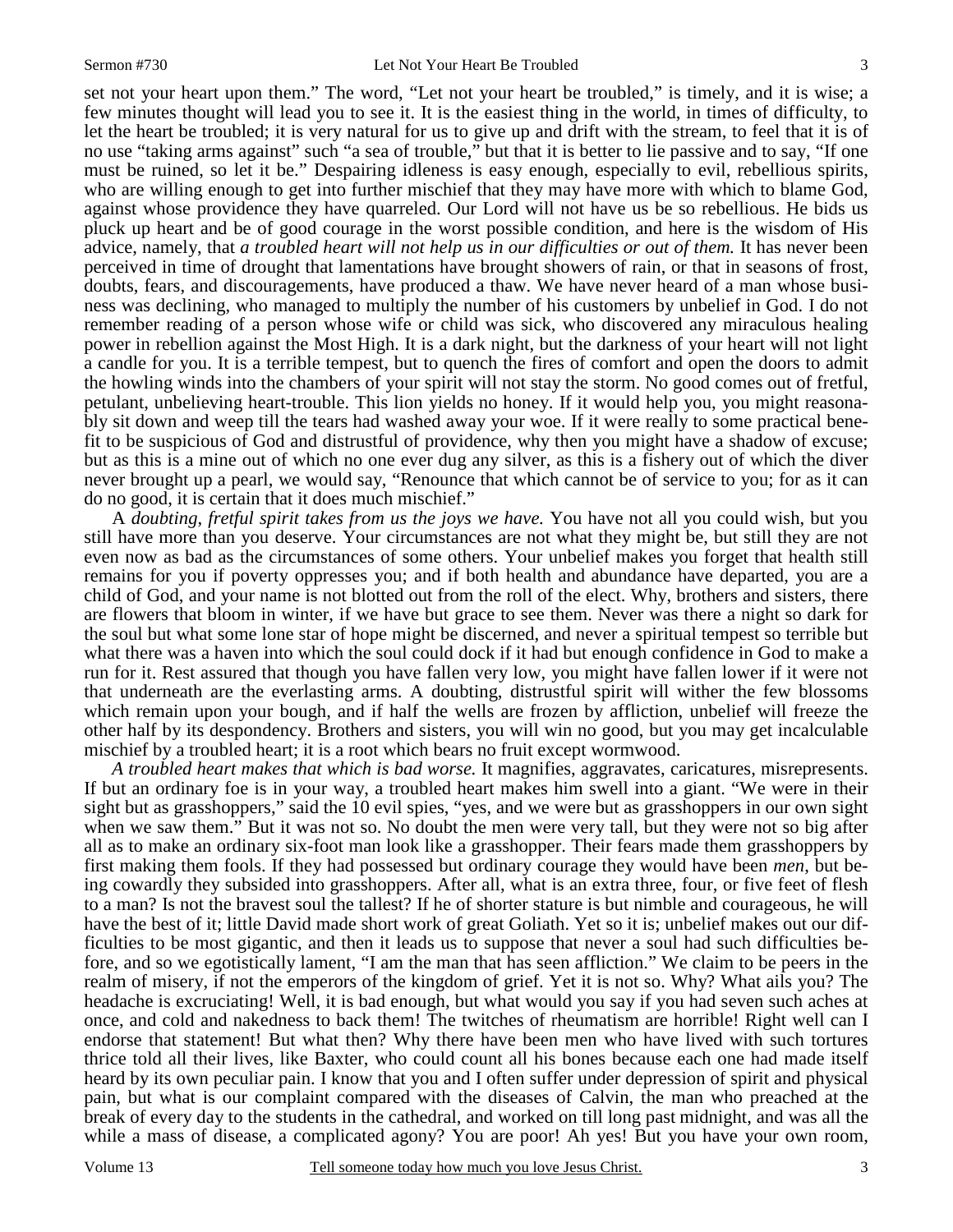set not your heart upon them." The word, "Let not your heart be troubled," is timely, and it is wise; a few minutes thought will lead you to see it. It is the easiest thing in the world, in times of difficulty, to let the heart be troubled; it is very natural for us to give up and drift with the stream, to feel that it is of no use "taking arms against" such "a sea of trouble," but that it is better to lie passive and to say, "If one must be ruined, so let it be." Despairing idleness is easy enough, especially to evil, rebellious spirits, who are willing enough to get into further mischief that they may have more with which to blame God, against whose providence they have quarreled. Our Lord will not have us be so rebellious. He bids us pluck up heart and be of good courage in the worst possible condition, and here is the wisdom of His advice, namely, that *a troubled heart will not help us in our difficulties or out of them.* It has never been perceived in time of drought that lamentations have brought showers of rain, or that in seasons of frost, doubts, fears, and discouragements, have produced a thaw. We have never heard of a man whose business was declining, who managed to multiply the number of his customers by unbelief in God. I do not remember reading of a person whose wife or child was sick, who discovered any miraculous healing power in rebellion against the Most High. It is a dark night, but the darkness of your heart will not light a candle for you. It is a terrible tempest, but to quench the fires of comfort and open the doors to admit the howling winds into the chambers of your spirit will not stay the storm. No good comes out of fretful, petulant, unbelieving heart-trouble. This lion yields no honey. If it would help you, you might reasonably sit down and weep till the tears had washed away your woe. If it were really to some practical benefit to be suspicious of God and distrustful of providence, why then you might have a shadow of excuse; but as this is a mine out of which no one ever dug any silver, as this is a fishery out of which the diver never brought up a pearl, we would say, "Renounce that which cannot be of service to you; for as it can do no good, it is certain that it does much mischief."

A *doubting, fretful spirit takes from us the joys we have.* You have not all you could wish, but you still have more than you deserve. Your circumstances are not what they might be, but still they are not even now as bad as the circumstances of some others. Your unbelief makes you forget that health still remains for you if poverty oppresses you; and if both health and abundance have departed, you are a child of God, and your name is not blotted out from the roll of the elect. Why, brothers and sisters, there are flowers that bloom in winter, if we have but grace to see them. Never was there a night so dark for the soul but what some lone star of hope might be discerned, and never a spiritual tempest so terrible but what there was a haven into which the soul could dock if it had but enough confidence in God to make a run for it. Rest assured that though you have fallen very low, you might have fallen lower if it were not that underneath are the everlasting arms. A doubting, distrustful spirit will wither the few blossoms which remain upon your bough, and if half the wells are frozen by affliction, unbelief will freeze the other half by its despondency. Brothers and sisters, you will win no good, but you may get incalculable mischief by a troubled heart; it is a root which bears no fruit except wormwood.

*A troubled heart makes that which is bad worse.* It magnifies, aggravates, caricatures, misrepresents. If but an ordinary foe is in your way, a troubled heart makes him swell into a giant. "We were in their sight but as grasshoppers," said the 10 evil spies, "yes, and we were but as grasshoppers in our own sight when we saw them." But it was not so. No doubt the men were very tall, but they were not so big after all as to make an ordinary six-foot man look like a grasshopper. Their fears made them grasshoppers by first making them fools. If they had possessed but ordinary courage they would have been *men*, but being cowardly they subsided into grasshoppers. After all, what is an extra three, four, or five feet of flesh to a man? Is not the bravest soul the tallest? If he of shorter stature is but nimble and courageous, he will have the best of it; little David made short work of great Goliath. Yet so it is; unbelief makes out our difficulties to be most gigantic, and then it leads us to suppose that never a soul had such difficulties before, and so we egotistically lament, "I am the man that has seen affliction." We claim to be peers in the realm of misery, if not the emperors of the kingdom of grief. Yet it is not so. Why? What ails you? The headache is excruciating! Well, it is bad enough, but what would you say if you had seven such aches at once, and cold and nakedness to back them! The twitches of rheumatism are horrible! Right well can I endorse that statement! But what then? Why there have been men who have lived with such tortures thrice told all their lives, like Baxter, who could count all his bones because each one had made itself heard by its own peculiar pain. I know that you and I often suffer under depression of spirit and physical pain, but what is our complaint compared with the diseases of Calvin, the man who preached at the break of every day to the students in the cathedral, and worked on till long past midnight, and was all the while a mass of disease, a complicated agony? You are poor! Ah yes! But you have your own room,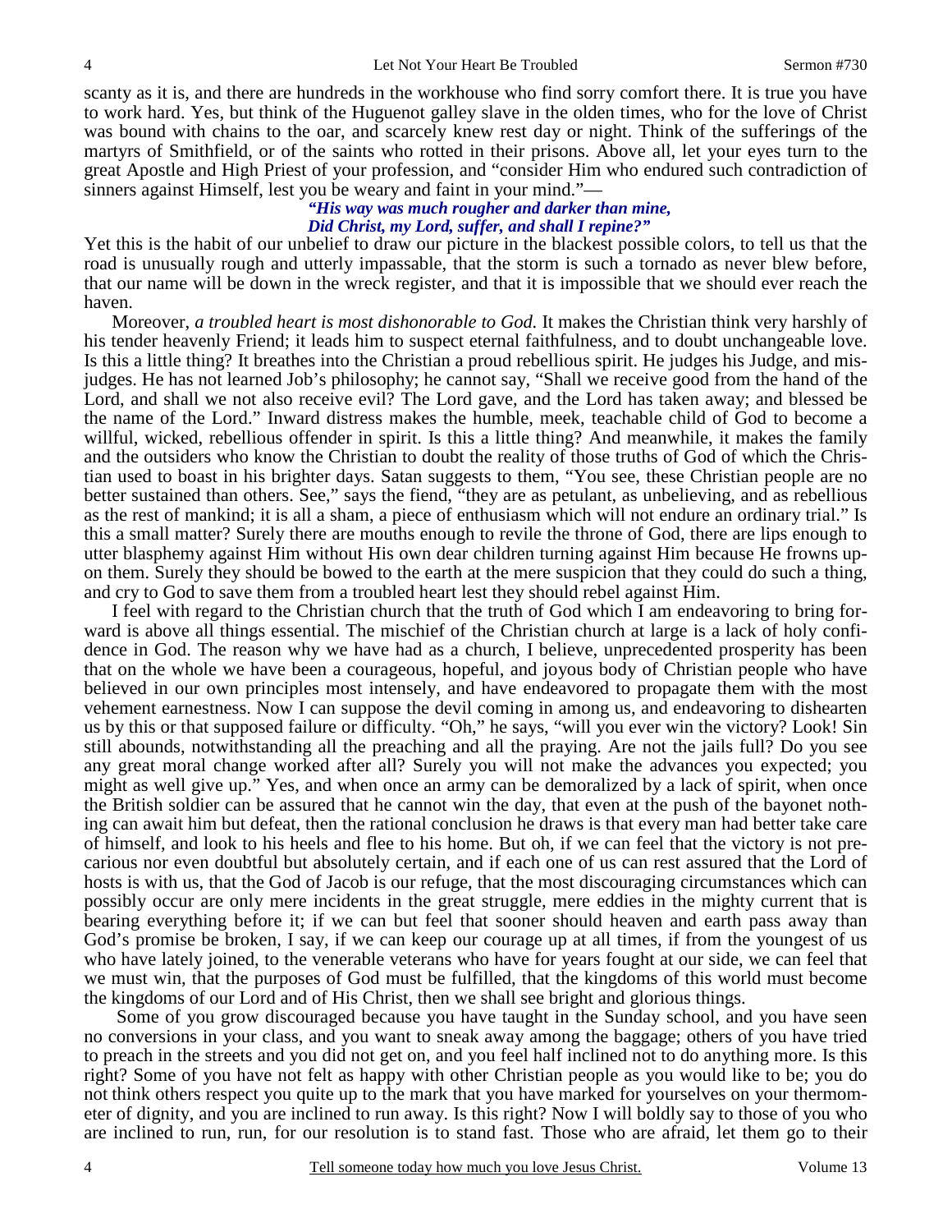scanty as it is, and there are hundreds in the workhouse who find sorry comfort there. It is true you have to work hard. Yes, but think of the Huguenot galley slave in the olden times, who for the love of Christ was bound with chains to the oar, and scarcely knew rest day or night. Think of the sufferings of the martyrs of Smithfield, or of the saints who rotted in their prisons. Above all, let your eyes turn to the great Apostle and High Priest of your profession, and "consider Him who endured such contradiction of sinners against Himself, lest you be weary and faint in your mind."—

*"His way was much rougher and darker than mine,*
*Did Christ, my Lord, suffer, and shall I repine?"*

Yet this is the habit of our unbelief to draw our picture in the blackest possible colors, to tell us that the road is unusually rough and utterly impassable, that the storm is such a tornado as never blew before, that our name will be down in the wreck register, and that it is impossible that we should ever reach the haven.

Moreover, *a troubled heart is most dishonorable to God.* It makes the Christian think very harshly of his tender heavenly Friend; it leads him to suspect eternal faithfulness, and to doubt unchangeable love. Is this a little thing? It breathes into the Christian a proud rebellious spirit. He judges his Judge, and misjudges. He has not learned Job's philosophy; he cannot say, "Shall we receive good from the hand of the Lord, and shall we not also receive evil? The Lord gave, and the Lord has taken away; and blessed be the name of the Lord." Inward distress makes the humble, meek, teachable child of God to become a willful, wicked, rebellious offender in spirit. Is this a little thing? And meanwhile, it makes the family and the outsiders who know the Christian to doubt the reality of those truths of God of which the Christian used to boast in his brighter days. Satan suggests to them, "You see, these Christian people are no better sustained than others. See," says the fiend, "they are as petulant, as unbelieving, and as rebellious as the rest of mankind; it is all a sham, a piece of enthusiasm which will not endure an ordinary trial." Is this a small matter? Surely there are mouths enough to revile the throne of God, there are lips enough to utter blasphemy against Him without His own dear children turning against Him because He frowns upon them. Surely they should be bowed to the earth at the mere suspicion that they could do such a thing, and cry to God to save them from a troubled heart lest they should rebel against Him.

I feel with regard to the Christian church that the truth of God which I am endeavoring to bring forward is above all things essential. The mischief of the Christian church at large is a lack of holy confidence in God. The reason why we have had as a church, I believe, unprecedented prosperity has been that on the whole we have been a courageous, hopeful, and joyous body of Christian people who have believed in our own principles most intensely, and have endeavored to propagate them with the most vehement earnestness. Now I can suppose the devil coming in among us, and endeavoring to dishearten us by this or that supposed failure or difficulty. "Oh," he says, "will you ever win the victory? Look! Sin still abounds, notwithstanding all the preaching and all the praying. Are not the jails full? Do you see any great moral change worked after all? Surely you will not make the advances you expected; you might as well give up." Yes, and when once an army can be demoralized by a lack of spirit, when once the British soldier can be assured that he cannot win the day, that even at the push of the bayonet nothing can await him but defeat, then the rational conclusion he draws is that every man had better take care of himself, and look to his heels and flee to his home. But oh, if we can feel that the victory is not precarious nor even doubtful but absolutely certain, and if each one of us can rest assured that the Lord of hosts is with us, that the God of Jacob is our refuge, that the most discouraging circumstances which can possibly occur are only mere incidents in the great struggle, mere eddies in the mighty current that is bearing everything before it; if we can but feel that sooner should heaven and earth pass away than God's promise be broken, I say, if we can keep our courage up at all times, if from the youngest of us who have lately joined, to the venerable veterans who have for years fought at our side, we can feel that we must win, that the purposes of God must be fulfilled, that the kingdoms of this world must become the kingdoms of our Lord and of His Christ, then we shall see bright and glorious things.

Some of you grow discouraged because you have taught in the Sunday school, and you have seen no conversions in your class, and you want to sneak away among the baggage; others of you have tried to preach in the streets and you did not get on, and you feel half inclined not to do anything more. Is this right? Some of you have not felt as happy with other Christian people as you would like to be; you do not think others respect you quite up to the mark that you have marked for yourselves on your thermometer of dignity, and you are inclined to run away. Is this right? Now I will boldly say to those of you who are inclined to run, run, for our resolution is to stand fast. Those who are afraid, let them go to their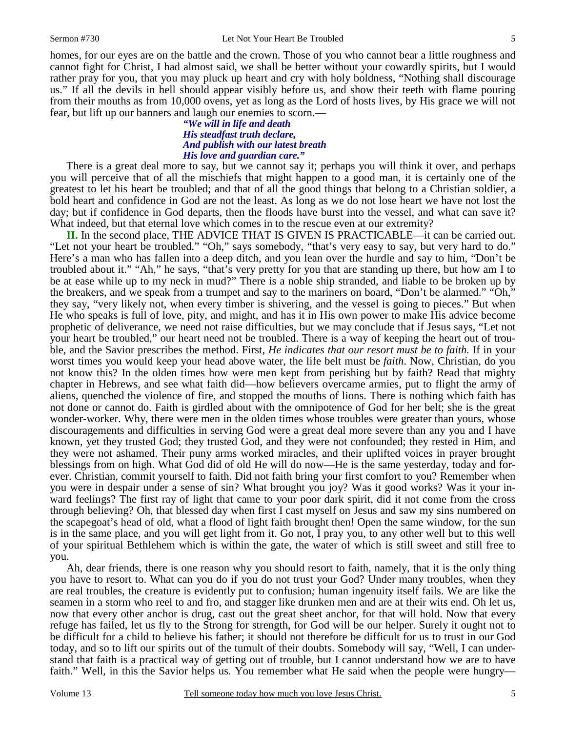homes, for our eyes are on the battle and the crown. Those of you who cannot bear a little roughness and cannot fight for Christ, I had almost said, we shall be better without your cowardly spirits, but I would rather pray for you, that you may pluck up heart and cry with holy boldness, "Nothing shall discourage us." If all the devils in hell should appear visibly before us, and show their teeth with flame pouring from their mouths as from 10,000 ovens, yet as long as the Lord of hosts lives, by His grace we will not fear, but lift up our banners and laugh our enemies to scorn.—

*"We will in life and death*
*His steadfast truth declare,*
*And publish with our latest breath*
*His love and guardian care."*

There is a great deal more to say, but we cannot say it; perhaps you will think it over, and perhaps you will perceive that of all the mischiefs that might happen to a good man, it is certainly one of the greatest to let his heart be troubled; and that of all the good things that belong to a Christian soldier, a bold heart and confidence in God are not the least. As long as we do not lose heart we have not lost the day; but if confidence in God departs, then the floods have burst into the vessel, and what can save it? What indeed, but that eternal love which comes in to the rescue even at our extremity?

**II.** In the second place, THE ADVICE THAT IS GIVEN IS PRACTICABLE—it can be carried out. "Let not your heart be troubled." "Oh," says somebody, "that's very easy to say, but very hard to do." Here's a man who has fallen into a deep ditch, and you lean over the hurdle and say to him, "Don't be troubled about it." "Ah," he says, "that's very pretty for you that are standing up there, but how am I to be at ease while up to my neck in mud?" There is a noble ship stranded, and liable to be broken up by the breakers, and we speak from a trumpet and say to the mariners on board, "Don't be alarmed." "Oh," they say, "very likely not, when every timber is shivering, and the vessel is going to pieces." But when He who speaks is full of love, pity, and might, and has it in His own power to make His advice become prophetic of deliverance, we need not raise difficulties, but we may conclude that if Jesus says, "Let not your heart be troubled," our heart need not be troubled. There is a way of keeping the heart out of trouble, and the Savior prescribes the method. First, *He indicates that our resort must be to faith.* If in your worst times you would keep your head above water, the life belt must be *faith*. Now, Christian, do you not know this? In the olden times how were men kept from perishing but by faith? Read that mighty chapter in Hebrews, and see what faith did—how believers overcame armies, put to flight the army of aliens, quenched the violence of fire, and stopped the mouths of lions. There is nothing which faith has not done or cannot do. Faith is girdled about with the omnipotence of God for her belt; she is the great wonder-worker. Why, there were men in the olden times whose troubles were greater than yours, whose discouragements and difficulties in serving God were a great deal more severe than any you and I have known, yet they trusted God; they trusted God, and they were not confounded; they rested in Him, and they were not ashamed. Their puny arms worked miracles, and their uplifted voices in prayer brought blessings from on high. What God did of old He will do now—He is the same yesterday, today and forever. Christian, commit yourself to faith. Did not faith bring your first comfort to you? Remember when you were in despair under a sense of sin? What brought you joy? Was it good works? Was it your inward feelings? The first ray of light that came to your poor dark spirit, did it not come from the cross through believing? Oh, that blessed day when first I cast myself on Jesus and saw my sins numbered on the scapegoat's head of old, what a flood of light faith brought then! Open the same window, for the sun is in the same place, and you will get light from it. Go not, I pray you, to any other well but to this well of your spiritual Bethlehem which is within the gate, the water of which is still sweet and still free to you.

Ah, dear friends, there is one reason why you should resort to faith, namely, that it is the only thing you have to resort to. What can you do if you do not trust your God? Under many troubles, when they are real troubles, the creature is evidently put to confusion*;* human ingenuity itself fails. We are like the seamen in a storm who reel to and fro, and stagger like drunken men and are at their wits end. Oh let us, now that every other anchor is drug, cast out the great sheet anchor, for that will hold. Now that every refuge has failed, let us fly to the Strong for strength, for God will be our helper. Surely it ought not to be difficult for a child to believe his father; it should not therefore be difficult for us to trust in our God today, and so to lift our spirits out of the tumult of their doubts. Somebody will say, "Well, I can understand that faith is a practical way of getting out of trouble, but I cannot understand how we are to have faith." Well, in this the Savior helps us. You remember what He said when the people were hungry—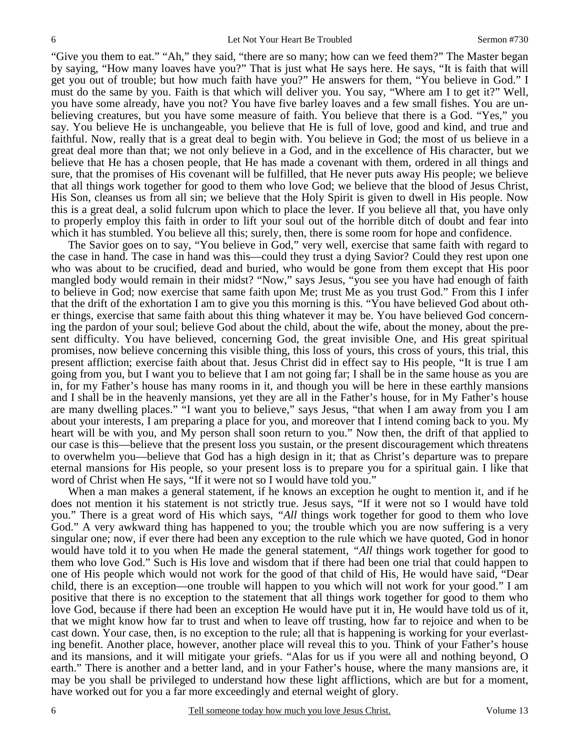"Give you them to eat." "Ah," they said, "there are so many; how can we feed them?" The Master began by saying, "How many loaves have you?" That is just what He says here. He says, "It is faith that will get you out of trouble; but how much faith have you?" He answers for them, "You believe in God." I must do the same by you. Faith is that which will deliver you. You say, "Where am I to get it?" Well, you have some already, have you not? You have five barley loaves and a few small fishes. You are unbelieving creatures, but you have some measure of faith. You believe that there is a God. "Yes," you say. You believe He is unchangeable, you believe that He is full of love, good and kind, and true and faithful. Now, really that is a great deal to begin with. You believe in God; the most of us believe in a great deal more than that; we not only believe in a God, and in the excellence of His character, but we believe that He has a chosen people, that He has made a covenant with them, ordered in all things and sure, that the promises of His covenant will be fulfilled, that He never puts away His people; we believe that all things work together for good to them who love God; we believe that the blood of Jesus Christ, His Son, cleanses us from all sin; we believe that the Holy Spirit is given to dwell in His people. Now this is a great deal, a solid fulcrum upon which to place the lever. If you believe all that, you have only to properly employ this faith in order to lift your soul out of the horrible ditch of doubt and fear into which it has stumbled. You believe all this; surely, then, there is some room for hope and confidence.

The Savior goes on to say, "You believe in God," very well, exercise that same faith with regard to the case in hand. The case in hand was this—could they trust a dying Savior? Could they rest upon one who was about to be crucified, dead and buried, who would be gone from them except that His poor mangled body would remain in their midst? "Now," says Jesus, "you see you have had enough of faith to believe in God; now exercise that same faith upon Me; trust Me as you trust God." From this I infer that the drift of the exhortation I am to give you this morning is this. "You have believed God about other things, exercise that same faith about this thing whatever it may be. You have believed God concerning the pardon of your soul; believe God about the child, about the wife, about the money, about the present difficulty. You have believed, concerning God, the great invisible One, and His great spiritual promises, now believe concerning this visible thing, this loss of yours, this cross of yours, this trial, this present affliction; exercise faith about that. Jesus Christ did in effect say to His people, "It is true I am going from you, but I want you to believe that I am not going far; I shall be in the same house as you are in, for my Father's house has many rooms in it, and though you will be here in these earthly mansions and I shall be in the heavenly mansions, yet they are all in the Father's house, for in My Father's house are many dwelling places." "I want you to believe," says Jesus, "that when I am away from you I am about your interests, I am preparing a place for you, and moreover that I intend coming back to you. My heart will be with you, and My person shall soon return to you." Now then, the drift of that applied to our case is this—believe that the present loss you sustain, or the present discouragement which threatens to overwhelm you—believe that God has a high design in it; that as Christ's departure was to prepare eternal mansions for His people, so your present loss is to prepare you for a spiritual gain. I like that word of Christ when He says, "If it were not so I would have told you."

When a man makes a general statement, if he knows an exception he ought to mention it, and if he does not mention it his statement is not strictly true. Jesus says, "If it were not so I would have told you." There is a great word of His which says, *"All* things work together for good to them who love God." A very awkward thing has happened to you; the trouble which you are now suffering is a very singular one; now, if ever there had been any exception to the rule which we have quoted, God in honor would have told it to you when He made the general statement, *"All* things work together for good to them who love God." Such is His love and wisdom that if there had been one trial that could happen to one of His people which would not work for the good of that child of His, He would have said, "Dear child, there is an exception—one trouble will happen to you which will not work for your good." I am positive that there is no exception to the statement that all things work together for good to them who love God, because if there had been an exception He would have put it in, He would have told us of it, that we might know how far to trust and when to leave off trusting, how far to rejoice and when to be cast down. Your case, then, is no exception to the rule; all that is happening is working for your everlasting benefit. Another place, however, another place will reveal this to you. Think of your Father's house and its mansions, and it will mitigate your griefs. "Alas for us if you were all and nothing beyond, O earth." There is another and a better land, and in your Father's house, where the many mansions are, it may be you shall be privileged to understand how these light afflictions, which are but for a moment, have worked out for you a far more exceedingly and eternal weight of glory.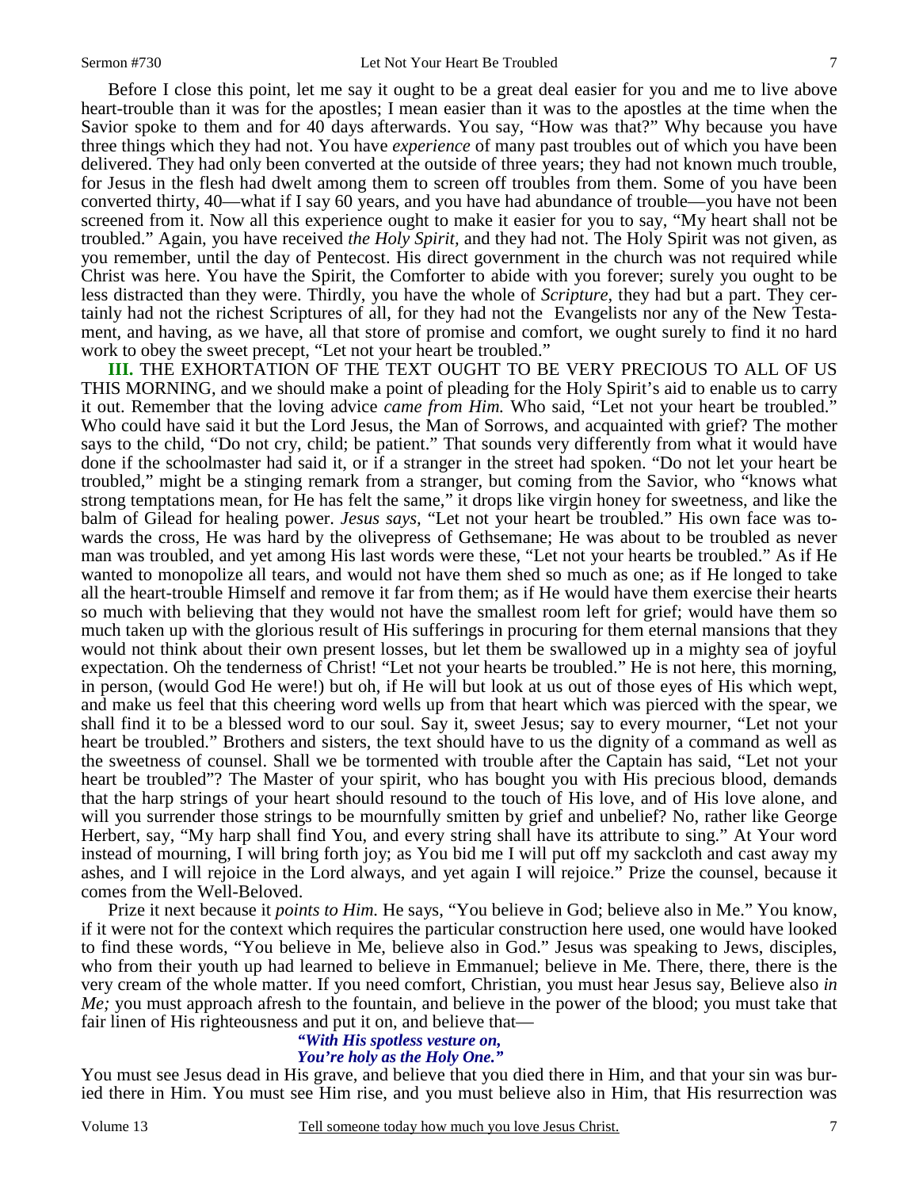Before I close this point, let me say it ought to be a great deal easier for you and me to live above heart-trouble than it was for the apostles; I mean easier than it was to the apostles at the time when the Savior spoke to them and for 40 days afterwards. You say, "How was that?" Why because you have three things which they had not. You have *experience* of many past troubles out of which you have been delivered. They had only been converted at the outside of three years; they had not known much trouble, for Jesus in the flesh had dwelt among them to screen off troubles from them. Some of you have been converted thirty, 40—what if I say 60 years, and you have had abundance of trouble—you have not been screened from it. Now all this experience ought to make it easier for you to say, "My heart shall not be troubled." Again, you have received *the Holy Spirit,* and they had not. The Holy Spirit was not given, as you remember, until the day of Pentecost. His direct government in the church was not required while Christ was here. You have the Spirit, the Comforter to abide with you forever; surely you ought to be less distracted than they were. Thirdly, you have the whole of *Scripture,* they had but a part. They certainly had not the richest Scriptures of all, for they had not the Evangelists nor any of the New Testament, and having, as we have, all that store of promise and comfort, we ought surely to find it no hard work to obey the sweet precept, "Let not your heart be troubled."

**III.** THE EXHORTATION OF THE TEXT OUGHT TO BE VERY PRECIOUS TO ALL OF US THIS MORNING, and we should make a point of pleading for the Holy Spirit's aid to enable us to carry it out. Remember that the loving advice *came from Him.* Who said, "Let not your heart be troubled." Who could have said it but the Lord Jesus, the Man of Sorrows, and acquainted with grief? The mother says to the child, "Do not cry, child; be patient." That sounds very differently from what it would have done if the schoolmaster had said it, or if a stranger in the street had spoken. "Do not let your heart be troubled," might be a stinging remark from a stranger, but coming from the Savior, who "knows what strong temptations mean, for He has felt the same," it drops like virgin honey for sweetness, and like the balm of Gilead for healing power. *Jesus says,* "Let not your heart be troubled." His own face was towards the cross, He was hard by the olivepress of Gethsemane; He was about to be troubled as never man was troubled, and yet among His last words were these, "Let not your hearts be troubled." As if He wanted to monopolize all tears, and would not have them shed so much as one; as if He longed to take all the heart-trouble Himself and remove it far from them; as if He would have them exercise their hearts so much with believing that they would not have the smallest room left for grief; would have them so much taken up with the glorious result of His sufferings in procuring for them eternal mansions that they would not think about their own present losses, but let them be swallowed up in a mighty sea of joyful expectation. Oh the tenderness of Christ! "Let not your hearts be troubled." He is not here, this morning, in person, (would God He were!) but oh, if He will but look at us out of those eyes of His which wept, and make us feel that this cheering word wells up from that heart which was pierced with the spear, we shall find it to be a blessed word to our soul. Say it, sweet Jesus; say to every mourner, "Let not your heart be troubled." Brothers and sisters, the text should have to us the dignity of a command as well as the sweetness of counsel. Shall we be tormented with trouble after the Captain has said, "Let not your heart be troubled"? The Master of your spirit, who has bought you with His precious blood, demands that the harp strings of your heart should resound to the touch of His love, and of His love alone, and will you surrender those strings to be mournfully smitten by grief and unbelief? No, rather like George Herbert, say, "My harp shall find You, and every string shall have its attribute to sing." At Your word instead of mourning, I will bring forth joy; as You bid me I will put off my sackcloth and cast away my ashes, and I will rejoice in the Lord always, and yet again I will rejoice." Prize the counsel, because it comes from the Well-Beloved.

Prize it next because it *points to Him.* He says, "You believe in God; believe also in Me." You know, if it were not for the context which requires the particular construction here used, one would have looked to find these words, "You believe in Me, believe also in God." Jesus was speaking to Jews, disciples, who from their youth up had learned to believe in Emmanuel; believe in Me. There, there, there is the very cream of the whole matter. If you need comfort, Christian, you must hear Jesus say, Believe also *in Me;* you must approach afresh to the fountain, and believe in the power of the blood; you must take that fair linen of His righteousness and put it on, and believe that—

*"With His spotless vesture on,*
*You're holy as the Holy One."*

You must see Jesus dead in His grave, and believe that you died there in Him, and that your sin was buried there in Him. You must see Him rise, and you must believe also in Him, that His resurrection was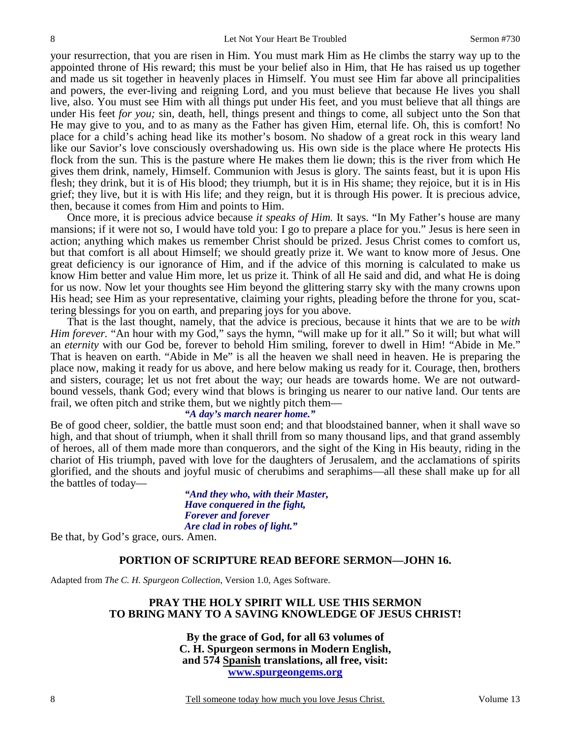your resurrection, that you are risen in Him. You must mark Him as He climbs the starry way up to the appointed throne of His reward; this must be your belief also in Him, that He has raised us up together and made us sit together in heavenly places in Himself. You must see Him far above all principalities and powers, the ever-living and reigning Lord, and you must believe that because He lives you shall live, also. You must see Him with all things put under His feet, and you must believe that all things are under His feet *for you;* sin, death, hell, things present and things to come, all subject unto the Son that He may give to you, and to as many as the Father has given Him, eternal life. Oh, this is comfort! No place for a child's aching head like its mother's bosom. No shadow of a great rock in this weary land like our Savior's love consciously overshadowing us. His own side is the place where He protects His flock from the sun. This is the pasture where He makes them lie down; this is the river from which He gives them drink, namely, Himself. Communion with Jesus is glory. The saints feast, but it is upon His flesh; they drink, but it is of His blood; they triumph, but it is in His shame; they rejoice, but it is in His grief; they live, but it is with His life; and they reign, but it is through His power. It is precious advice, then, because it comes from Him and points to Him.

Once more, it is precious advice because *it speaks of Him.* It says. "In My Father's house are many mansions; if it were not so, I would have told you: I go to prepare a place for you." Jesus is here seen in action; anything which makes us remember Christ should be prized. Jesus Christ comes to comfort us, but that comfort is all about Himself; we should greatly prize it. We want to know more of Jesus. One great deficiency is our ignorance of Him, and if the advice of this morning is calculated to make us know Him better and value Him more, let us prize it. Think of all He said and did, and what He is doing for us now. Now let your thoughts see Him beyond the glittering starry sky with the many crowns upon His head; see Him as your representative, claiming your rights, pleading before the throne for you, scattering blessings for you on earth, and preparing joys for you above.

That is the last thought, namely, that the advice is precious, because it hints that we are to be *with Him forever.* "An hour with my God," says the hymn, "will make up for it all." So it will; but what will an *eternity* with our God be, forever to behold Him smiling, forever to dwell in Him! "Abide in Me." That is heaven on earth. "Abide in Me" is all the heaven we shall need in heaven. He is preparing the place now, making it ready for us above, and here below making us ready for it. Courage, then, brothers and sisters, courage; let us not fret about the way; our heads are towards home. We are not outward-bound vessels, thank God; every wind that blows is bringing us nearer to our native land. Our tents are frail, we often pitch and strike them, but we nightly pitch them—

***"A day's march nearer home."***

Be of good cheer, soldier, the battle must soon end; and that bloodstained banner, when it shall wave so high, and that shout of triumph, when it shall thrill from so many thousand lips, and that grand assembly of heroes, all of them made more than conquerors, and the sight of the King in His beauty, riding in the chariot of His triumph, paved with love for the daughters of Jerusalem, and the acclamations of spirits glorified, and the shouts and joyful music of cherubims and seraphims—all these shall make up for all the battles of today—

***"And they who, with their Master,***
***Have conquered in the fight,***
***Forever and forever***
***Are clad in robes of light."***

Be that, by God's grace, ours. Amen.

**PORTION OF SCRIPTURE READ BEFORE SERMON—JOHN 16.**

Adapted from *The C. H. Spurgeon Collection*, Version 1.0, Ages Software.

**PRAY THE HOLY SPIRIT WILL USE THIS SERMON TO BRING MANY TO A SAVING KNOWLEDGE OF JESUS CHRIST!**

**By the grace of God, for all 63 volumes of C. H. Spurgeon sermons in Modern English, and 574 Spanish translations, all free, visit: www.spurgeongems.org**